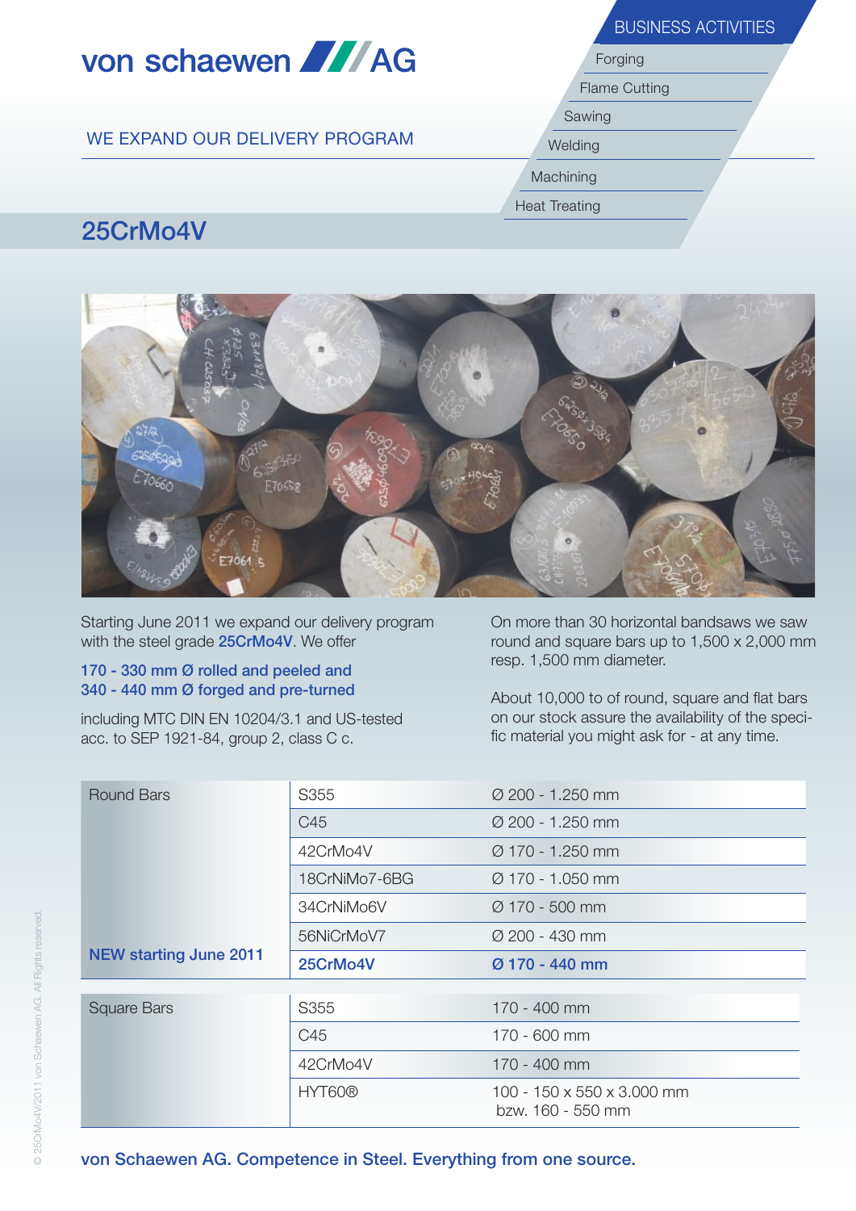von schaewen AG

BUSINESS ACTIVITIES

- Forging
- Flame Cutting
- Sawing
- Welding
- Machining
- Heat Treating

WE EXPAND OUR DELIVERY PROGRAM

# 25CrMo4V

Starting June 2011 we expand our delivery program with the steel grade **25CrMo4V**. We offer

**170 - 330 mm Ø rolled and peeled and**
**340 - 440 mm Ø forged and pre-turned**

including MTC DIN EN 10204/3.1 and US-tested acc. to SEP 1921-84, group 2, class C c.

On more than 30 horizontal bandsaws we saw round and square bars up to 1,500 x 2,000 mm resp. 1,500 mm diameter.

About 10,000 to of round, square and flat bars on our stock assure the availability of the specific material you might ask for - at any time.

| Round Bars | | |
|---|---|---|
| | S355 | Ø 200 - 1.250 mm |
| | C45 | Ø 200 - 1.250 mm |
| | 42CrMo4V | Ø 170 - 1.250 mm |
| | 18CrNiMo7-6BG | Ø 170 - 1.050 mm |
| | 34CrNiMo6V | Ø 170 - 500 mm |
| | 56NiCrMoV7 | Ø 200 - 430 mm |
| **NEW starting June 2011** | **25CrMo4V** | **Ø 170 - 440 mm** |

| Square Bars | | |
|---|---|---|
| | S355 | 170 - 400 mm |
| | C45 | 170 - 600 mm |
| | 42CrMo4V | 170 - 400 mm |
| | HYT60® | 100 - 150 x 550 x 3.000 mm bzw. 160 - 550 mm |

von Schaewen AG. Competence in Steel. Everything from one source.

© 25CrMo4V/2011 von Schaewen AG. All Rights reserved.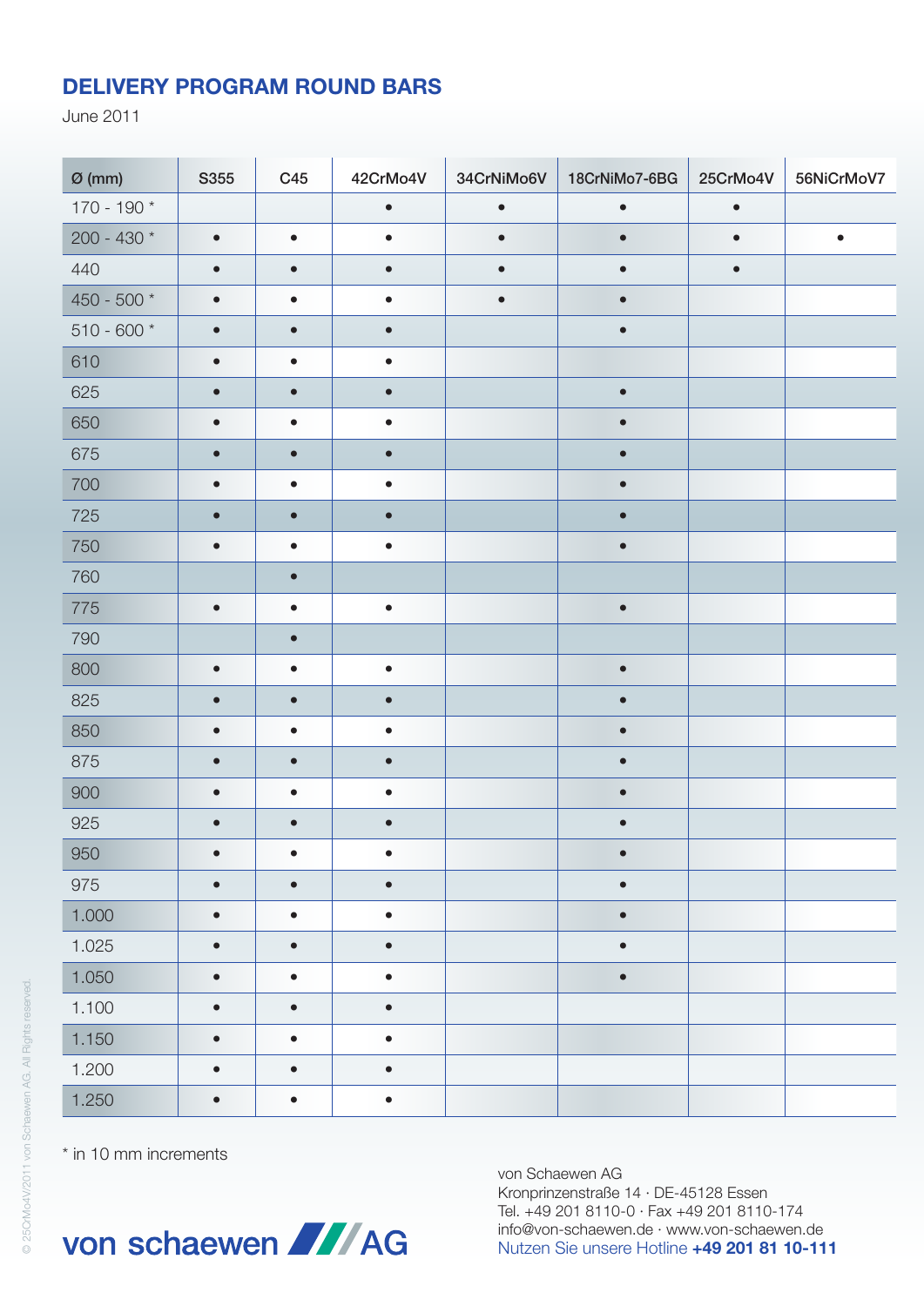## DELIVERY PROGRAM ROUND BARS

June 2011

| Ø (mm) | S355 | C45 | 42CrMo4V | 34CrNiMo6V | 18CrNiMo7-6BG | 25CrMo4V | 56NiCrMoV7 |
|---|---|---|---|---|---|---|---|
| 170 - 190 * | | | • | • | • | • | |
| 200 - 430 * | • | • | • | • | • | • | • |
| 440 | • | • | • | • | • | • | |
| 450 - 500 * | • | • | • | • | • | | |
| 510 - 600 * | • | • | • | | • | | |
| 610 | • | • | • | | | | |
| 625 | • | • | • | | • | | |
| 650 | • | • | • | | • | | |
| 675 | • | • | • | | • | | |
| 700 | • | • | • | | • | | |
| 725 | • | • | • | | • | | |
| 750 | • | • | • | | • | | |
| 760 | | • | | | | | |
| 775 | • | • | • | | • | | |
| 790 | | • | | | | | |
| 800 | • | • | • | | • | | |
| 825 | • | • | • | | • | | |
| 850 | • | • | • | | • | | |
| 875 | • | • | • | | • | | |
| 900 | • | • | • | | • | | |
| 925 | • | • | • | | • | | |
| 950 | • | • | • | | • | | |
| 975 | • | • | • | | • | | |
| 1.000 | • | • | • | | • | | |
| 1.025 | • | • | • | | • | | |
| 1.050 | • | • | • | | • | | |
| 1.100 | • | • | • | | | | |
| 1.150 | • | • | • | | | | |
| 1.200 | • | • | • | | | | |
| 1.250 | • | • | • | | | | |

* in 10 mm increments

von schaewen AG

von Schaewen AG
Kronprinzenstraße 14 · DE-45128 Essen
Tel. +49 201 8110-0 · Fax +49 201 8110-174
info@von-schaewen.de · www.von-schaewen.de
Nutzen Sie unsere Hotline **+49 201 81 10-111**

© 25CrMo4V/2011 von Schaewen AG. All Rights reserved.